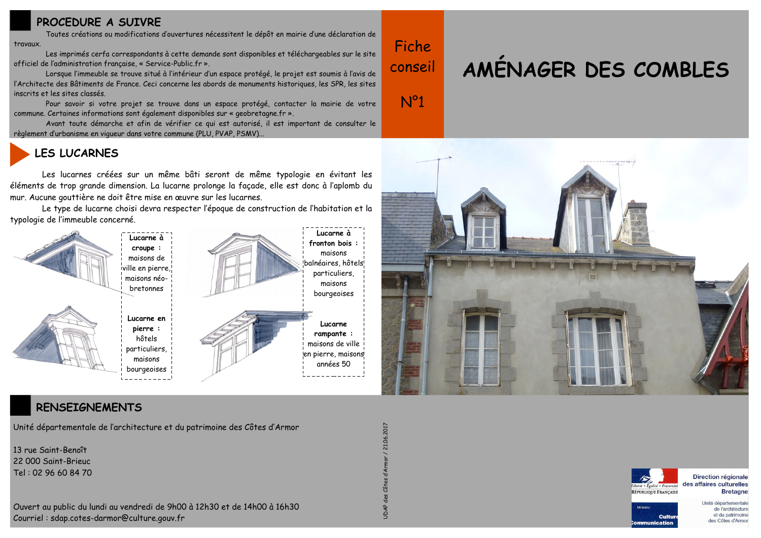# AMÉNAGER DES COMBLES

Fiche conseil

N°1

## PROCEDURE A SUIVRE

Toutes créations ou modifications d'ouvertures nécessitent le dépôt en mairie d'une déclaration de travaux.

Les imprimés cerfa correspondants à cette demande sont disponibles et téléchargeables sur le site officiel de l'administration française, « Service-Public.fr ».

Lorsque l'immeuble se trouve situé à l'intérieur d'un espace protégé, le projet est soumis à l'avis de l'Architecte des Bâtiments de France. Ceci concerne les abords de monuments historiques, les SPR, les sites inscrits et les sites classés.

Pour savoir si votre projet se trouve dans un espace protégé, contacter la mairie de votre commune. Certaines informations sont également disponibles sur « geobretagne.fr ».

Avant toute démarche et afin de vérifier ce qui est autorisé, il est important de consulter le règlement d'urbanisme en vigueur dans votre commune (PLU, PVAP, PSMV)...

## LES LUCARNES

Les lucarnes créées sur un même bâti seront de même typologie en évitant les éléments de trop grande dimension. La lucarne prolonge la façade, elle est donc à l'aplomb du mur. Aucune gouttière ne doit être mise en œuvre sur les lucarnes.

Le type de lucarne choisi devra respecter l'époque de construction de l'habitation et la typologie de l'immeuble concerné.

**Lucarne à croupe :** maisons de ville en pierre, maisons néo-bretonnes

**Lucarne à fronton bois :** maisons balnéaires, hôtels particuliers, maisons bourgeoises

**Lucarne en pierre :** hôtels particuliers, maisons bourgeoises

**Lucarne rampante :** maisons de ville en pierre, maisons années 50

## RENSEIGNEMENTS

Unité départementale de l'architecture et du patrimoine des Côtes d'Armor

13 rue Saint-Benoît
22 000 Saint-Brieuc
Tel : 02 96 60 84 70

Ouvert au public du lundi au vendredi de 9h00 à 12h30 et de 14h00 à 16h30
Courriel : sdap.cotes-darmor@culture.gouv.fr

UDAP des Côtes d'Armor / 21.06.2017

Direction régionale des affaires culturelles Bretagne

Unité départementale de l'architecture et du patrimoine des Côtes d'Armor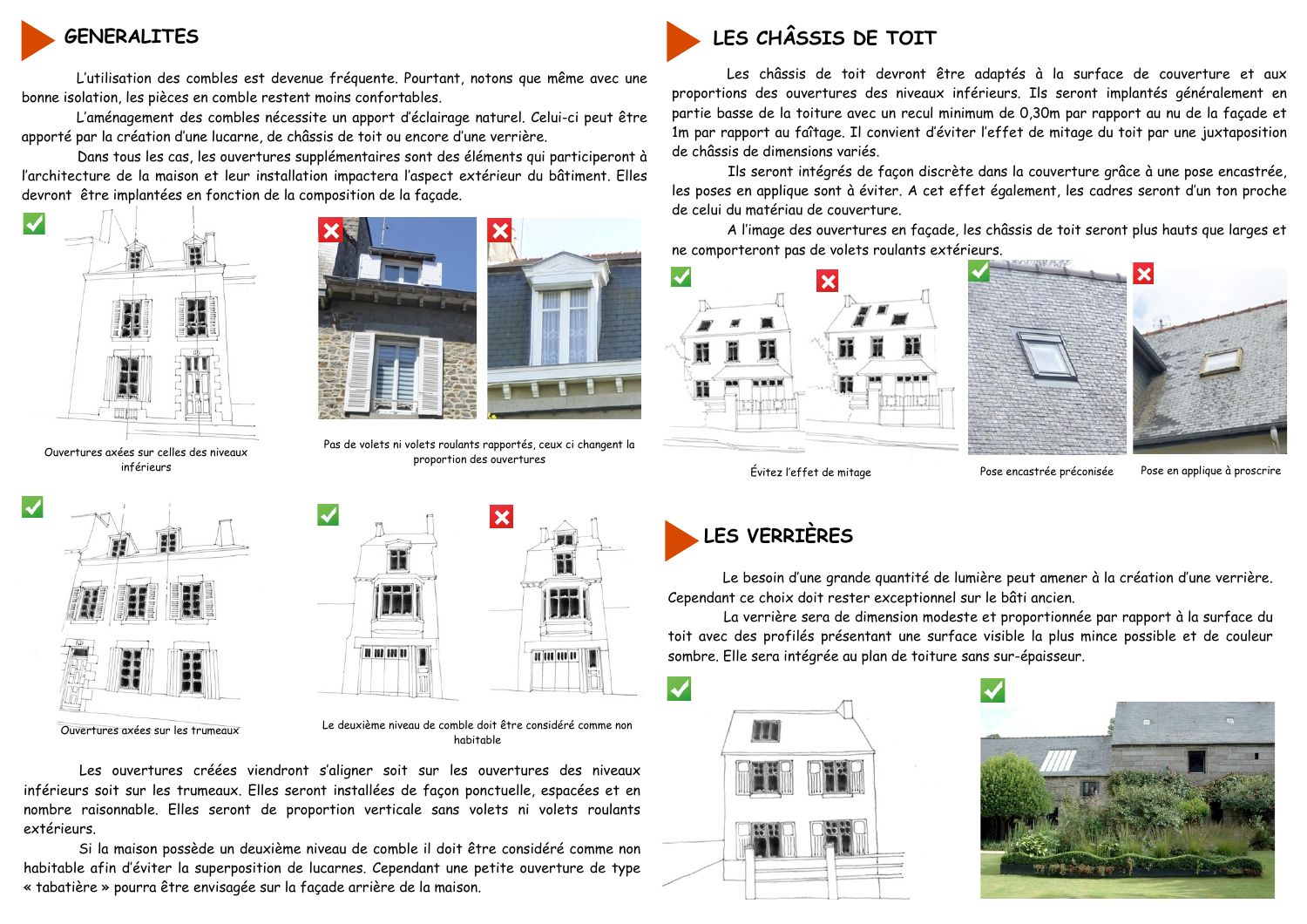## GENERALITES

L'utilisation des combles est devenue fréquente. Pourtant, notons que même avec une bonne isolation, les pièces en comble restent moins confortables.

L'aménagement des combles nécessite un apport d'éclairage naturel. Celui-ci peut être apporté par la création d'une lucarne, de châssis de toit ou encore d'une verrière.

Dans tous les cas, les ouvertures supplémentaires sont des éléments qui participeront à l'architecture de la maison et leur installation impactera l'aspect extérieur du bâtiment. Elles devront être implantées en fonction de la composition de la façade.

Ouvertures axées sur celles des niveaux inférieurs

Pas de volets ni volets roulants rapportés, ceux ci changent la proportion des ouvertures

Ouvertures axées sur les trumeaux

Le deuxième niveau de comble doit être considéré comme non habitable

Les ouvertures créées viendront s'aligner soit sur les ouvertures des niveaux inférieurs soit sur les trumeaux. Elles seront installées de façon ponctuelle, espacées et en nombre raisonnable. Elles seront de proportion verticale sans volets ni volets roulants extérieurs.

Si la maison possède un deuxième niveau de comble il doit être considéré comme non habitable afin d'éviter la superposition de lucarnes. Cependant une petite ouverture de type « tabatière » pourra être envisagée sur la façade arrière de la maison.

## LES CHÂSSIS DE TOIT

Les châssis de toit devront être adaptés à la surface de couverture et aux proportions des ouvertures des niveaux inférieurs. Ils seront implantés généralement en partie basse de la toiture avec un recul minimum de 0,30m par rapport au nu de la façade et 1m par rapport au faîtage. Il convient d'éviter l'effet de mitage du toit par une juxtaposition de châssis de dimensions variés.

Ils seront intégrés de façon discrète dans la couverture grâce à une pose encastrée, les poses en applique sont à éviter. A cet effet également, les cadres seront d'un ton proche de celui du matériau de couverture.

A l'image des ouvertures en façade, les châssis de toit seront plus hauts que larges et ne comporteront pas de volets roulants extérieurs.

Évitez l'effet de mitage

Pose encastrée préconisée

Pose en applique à proscrire

## LES VERRIÈRES

Le besoin d'une grande quantité de lumière peut amener à la création d'une verrière. Cependant ce choix doit rester exceptionnel sur le bâti ancien.

La verrière sera de dimension modeste et proportionnée par rapport à la surface du toit avec des profilés présentant une surface visible la plus mince possible et de couleur sombre. Elle sera intégrée au plan de toiture sans sur-épaisseur.